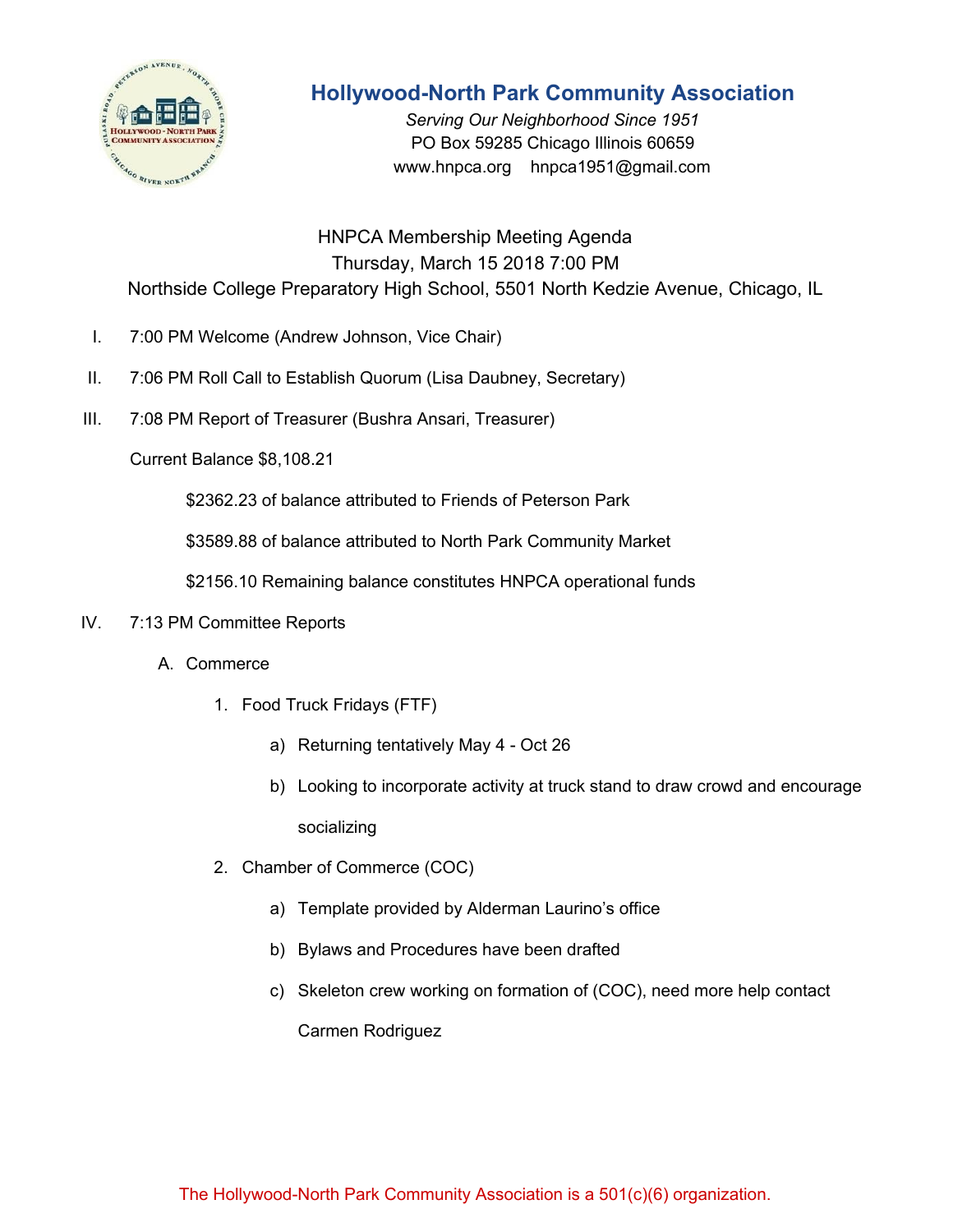# Hollywood-North Park Community Association

*Serving Our Neighborhood Since 1951*
PO Box 59285 Chicago Illinois 60659
www.hnpca.org    hnpca1951@gmail.com

HNPCA Membership Meeting Agenda
Thursday, March 15 2018 7:00 PM
Northside College Preparatory High School, 5501 North Kedzie Avenue, Chicago, IL

I. 7:00 PM Welcome (Andrew Johnson, Vice Chair)

II. 7:06 PM Roll Call to Establish Quorum (Lisa Daubney, Secretary)

III. 7:08 PM Report of Treasurer (Bushra Ansari, Treasurer)

Current Balance $8,108.21

$2362.23 of balance attributed to Friends of Peterson Park

$3589.88 of balance attributed to North Park Community Market

$2156.10 Remaining balance constitutes HNPCA operational funds

IV. 7:13 PM Committee Reports

A. Commerce

1. Food Truck Fridays (FTF)
   a) Returning tentatively May 4 - Oct 26
   b) Looking to incorporate activity at truck stand to draw crowd and encourage socializing
2. Chamber of Commerce (COC)
   a) Template provided by Alderman Laurino's office
   b) Bylaws and Procedures have been drafted
   c) Skeleton crew working on formation of (COC), need more help contact Carmen Rodriguez

The Hollywood-North Park Community Association is a 501(c)(6) organization.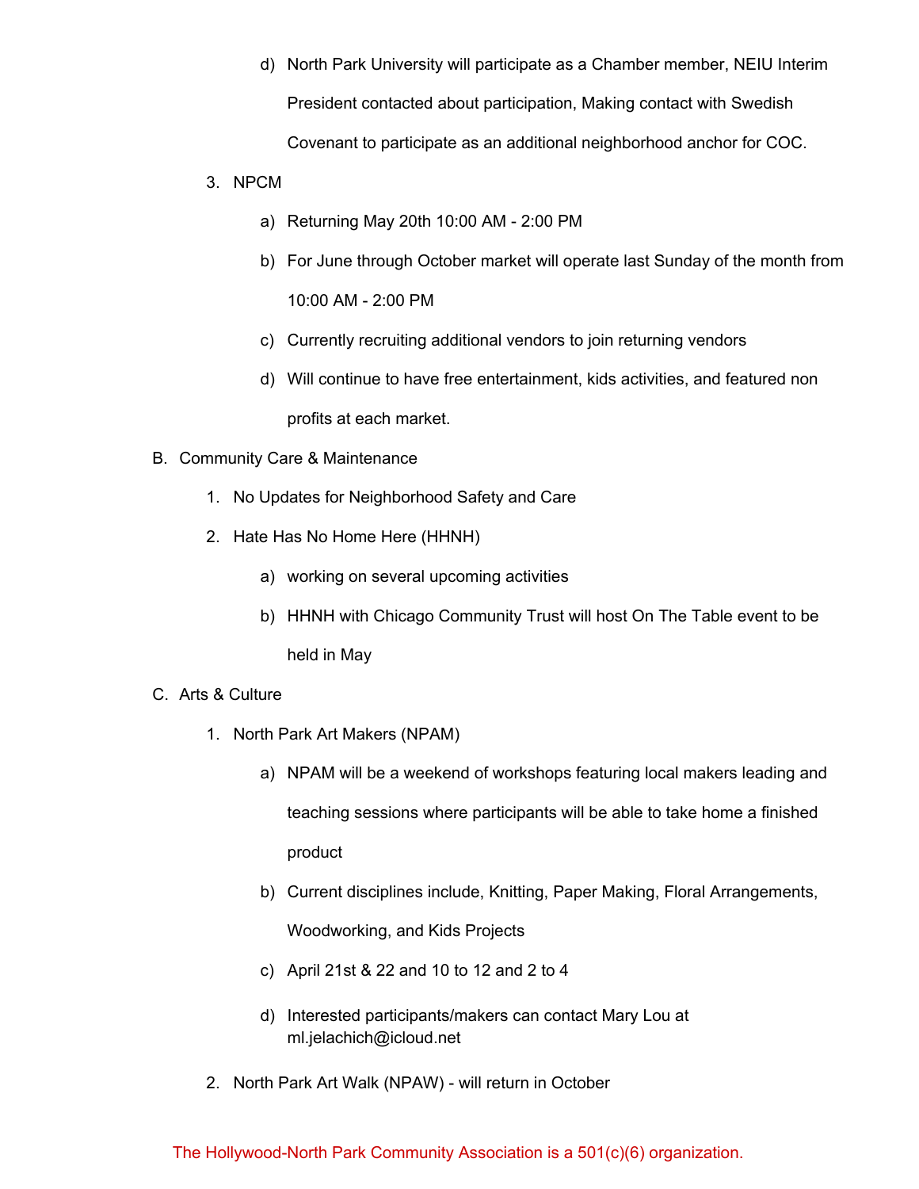d) North Park University will participate as a Chamber member, NEIU Interim President contacted about participation, Making contact with Swedish Covenant to participate as an additional neighborhood anchor for COC.

3. NPCM

    a) Returning May 20th 10:00 AM - 2:00 PM

    b) For June through October market will operate last Sunday of the month from 10:00 AM - 2:00 PM

    c) Currently recruiting additional vendors to join returning vendors

    d) Will continue to have free entertainment, kids activities, and featured non profits at each market.

B. Community Care & Maintenance

1. No Updates for Neighborhood Safety and Care

2. Hate Has No Home Here (HHNH)

    a) working on several upcoming activities

    b) HHNH with Chicago Community Trust will host On The Table event to be held in May

C. Arts & Culture

1. North Park Art Makers (NPAM)

    a) NPAM will be a weekend of workshops featuring local makers leading and teaching sessions where participants will be able to take home a finished product

    b) Current disciplines include, Knitting, Paper Making, Floral Arrangements, Woodworking, and Kids Projects

    c) April 21st & 22 and 10 to 12 and 2 to 4

    d) Interested participants/makers can contact Mary Lou at ml.jelachich@icloud.net

2. North Park Art Walk (NPAW) - will return in October

The Hollywood-North Park Community Association is a 501(c)(6) organization.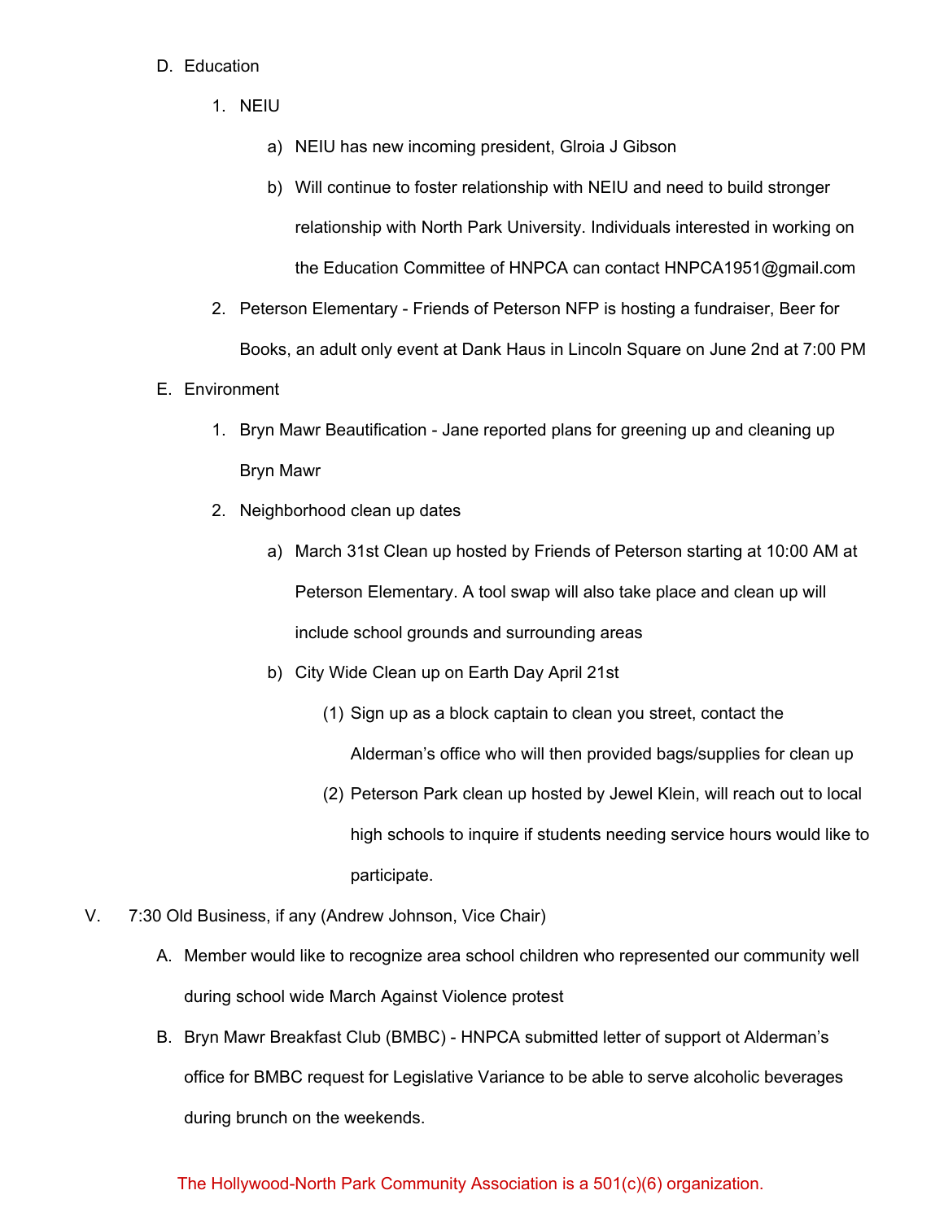D. Education

1. NEIU

   a) NEIU has new incoming president, Glroia J Gibson

   b) Will continue to foster relationship with NEIU and need to build stronger relationship with North Park University. Individuals interested in working on the Education Committee of HNPCA can contact HNPCA1951@gmail.com

2. Peterson Elementary - Friends of Peterson NFP is hosting a fundraiser, Beer for Books, an adult only event at Dank Haus in Lincoln Square on June 2nd at 7:00 PM

E. Environment

1. Bryn Mawr Beautification - Jane reported plans for greening up and cleaning up Bryn Mawr

2. Neighborhood clean up dates

   a) March 31st Clean up hosted by Friends of Peterson starting at 10:00 AM at Peterson Elementary. A tool swap will also take place and clean up will include school grounds and surrounding areas

   b) City Wide Clean up on Earth Day April 21st

      (1) Sign up as a block captain to clean you street, contact the Alderman's office who will then provided bags/supplies for clean up

      (2) Peterson Park clean up hosted by Jewel Klein, will reach out to local high schools to inquire if students needing service hours would like to participate.

V. 7:30 Old Business, if any (Andrew Johnson, Vice Chair)

A. Member would like to recognize area school children who represented our community well during school wide March Against Violence protest

B. Bryn Mawr Breakfast Club (BMBC) - HNPCA submitted letter of support ot Alderman's office for BMBC request for Legislative Variance to be able to serve alcoholic beverages during brunch on the weekends.

The Hollywood-North Park Community Association is a 501(c)(6) organization.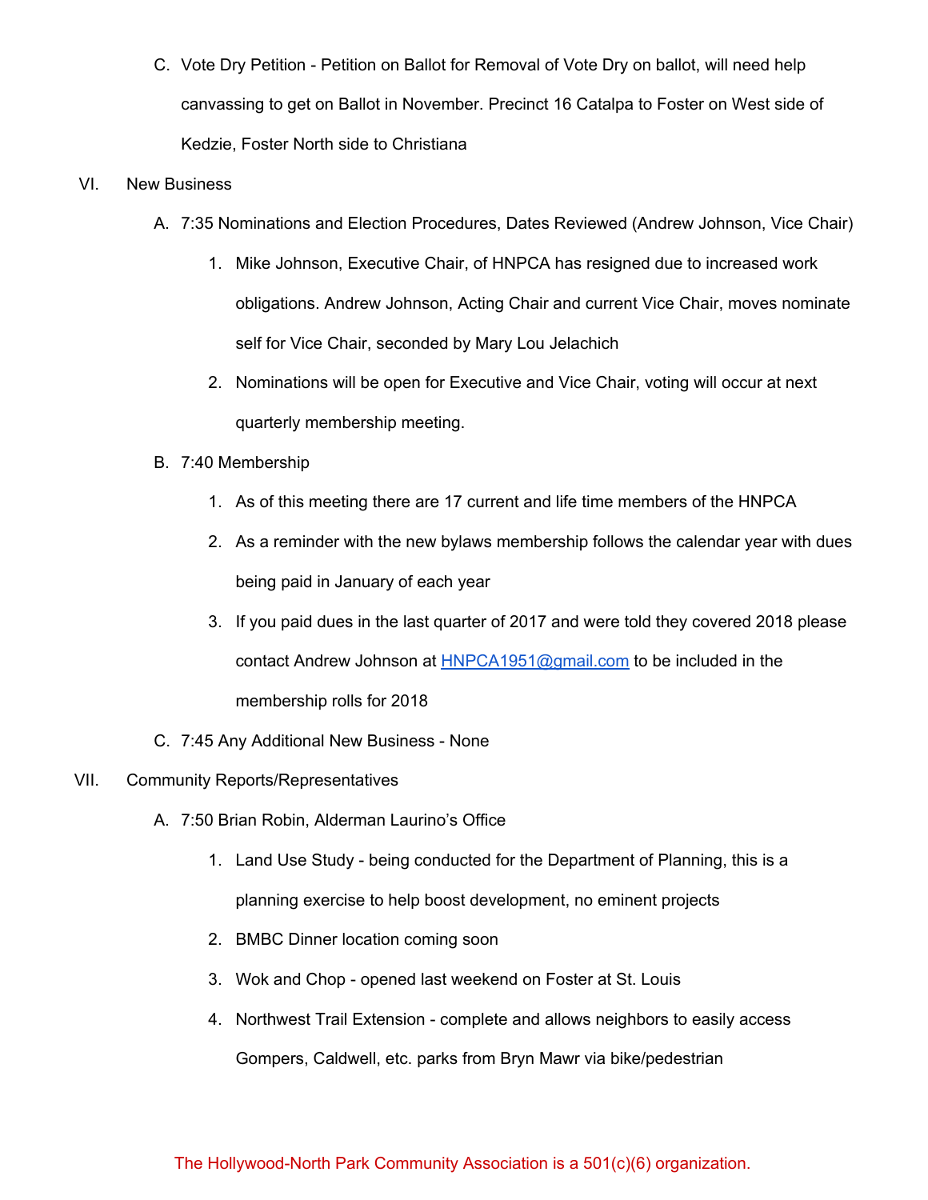C. Vote Dry Petition - Petition on Ballot for Removal of Vote Dry on ballot, will need help canvassing to get on Ballot in November. Precinct 16 Catalpa to Foster on West side of Kedzie, Foster North side to Christiana

VI. New Business

A. 7:35 Nominations and Election Procedures, Dates Reviewed (Andrew Johnson, Vice Chair)

1. Mike Johnson, Executive Chair, of HNPCA has resigned due to increased work obligations. Andrew Johnson, Acting Chair and current Vice Chair, moves nominate self for Vice Chair, seconded by Mary Lou Jelachich
2. Nominations will be open for Executive and Vice Chair, voting will occur at next quarterly membership meeting.

B. 7:40 Membership

1. As of this meeting there are 17 current and life time members of the HNPCA
2. As a reminder with the new bylaws membership follows the calendar year with dues being paid in January of each year
3. If you paid dues in the last quarter of 2017 and were told they covered 2018 please contact Andrew Johnson at HNPCA1951@gmail.com to be included in the membership rolls for 2018

C. 7:45 Any Additional New Business - None

VII. Community Reports/Representatives

A. 7:50 Brian Robin, Alderman Laurino's Office

1. Land Use Study - being conducted for the Department of Planning, this is a planning exercise to help boost development, no eminent projects
2. BMBC Dinner location coming soon
3. Wok and Chop - opened last weekend on Foster at St. Louis
4. Northwest Trail Extension - complete and allows neighbors to easily access Gompers, Caldwell, etc. parks from Bryn Mawr via bike/pedestrian

The Hollywood-North Park Community Association is a 501(c)(6) organization.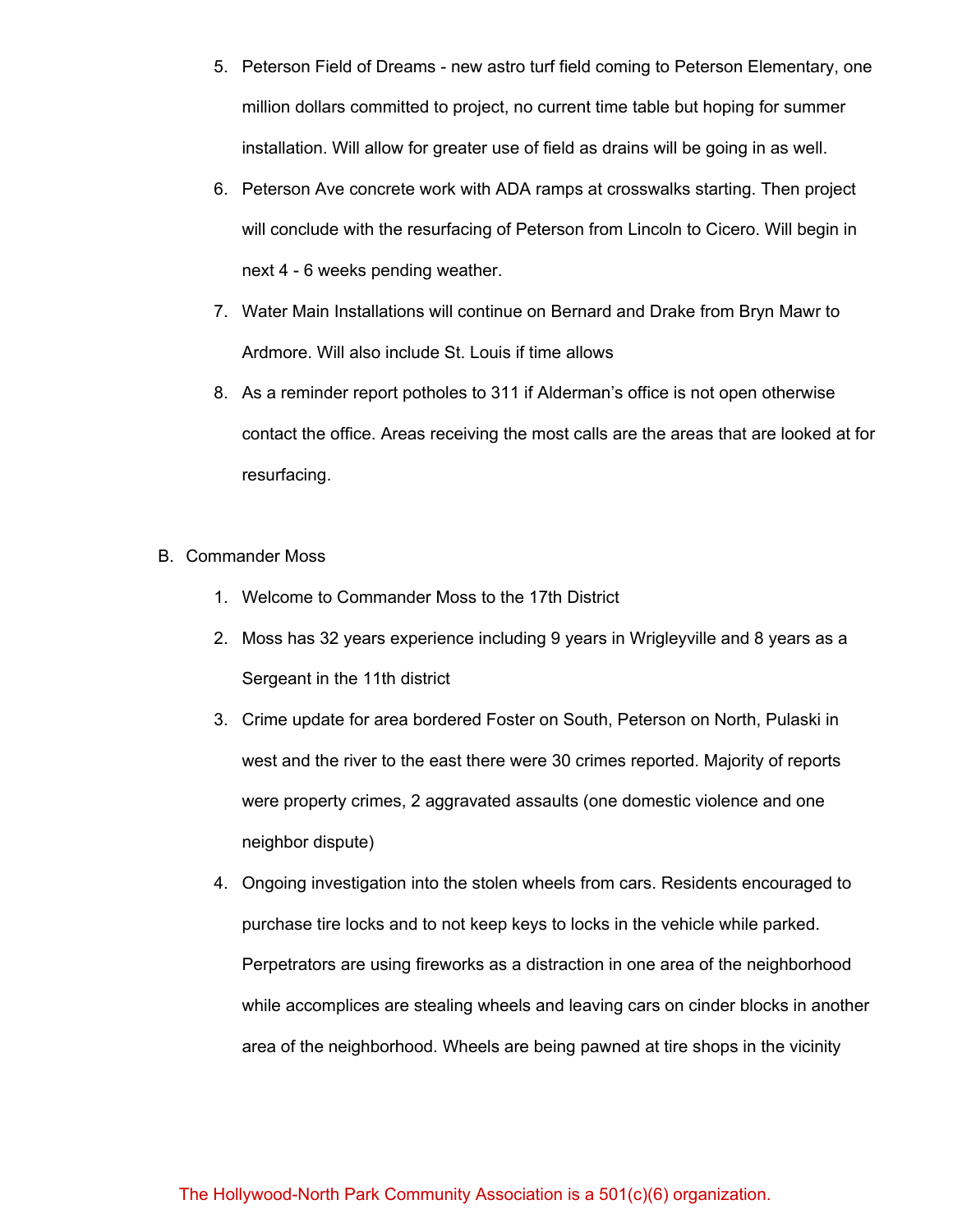5. Peterson Field of Dreams - new astro turf field coming to Peterson Elementary, one million dollars committed to project, no current time table but hoping for summer installation. Will allow for greater use of field as drains will be going in as well.
6. Peterson Ave concrete work with ADA ramps at crosswalks starting. Then project will conclude with the resurfacing of Peterson from Lincoln to Cicero. Will begin in next 4 - 6 weeks pending weather.
7. Water Main Installations will continue on Bernard and Drake from Bryn Mawr to Ardmore. Will also include St. Louis if time allows
8. As a reminder report potholes to 311 if Alderman's office is not open otherwise contact the office. Areas receiving the most calls are the areas that are looked at for resurfacing.

B. Commander Moss

1. Welcome to Commander Moss to the 17th District
2. Moss has 32 years experience including 9 years in Wrigleyville and 8 years as a Sergeant in the 11th district
3. Crime update for area bordered Foster on South, Peterson on North, Pulaski in west and the river to the east there were 30 crimes reported. Majority of reports were property crimes, 2 aggravated assaults (one domestic violence and one neighbor dispute)
4. Ongoing investigation into the stolen wheels from cars. Residents encouraged to purchase tire locks and to not keep keys to locks in the vehicle while parked. Perpetrators are using fireworks as a distraction in one area of the neighborhood while accomplices are stealing wheels and leaving cars on cinder blocks in another area of the neighborhood. Wheels are being pawned at tire shops in the vicinity

The Hollywood-North Park Community Association is a 501(c)(6) organization.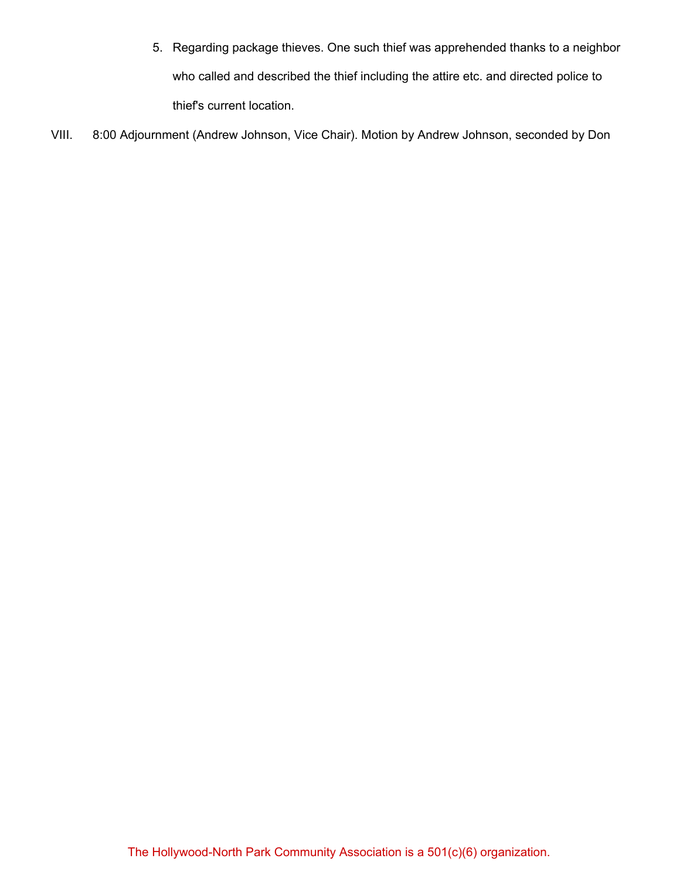5. Regarding package thieves. One such thief was apprehended thanks to a neighbor who called and described the thief including the attire etc. and directed police to thief's current location.

VIII. 8:00 Adjournment (Andrew Johnson, Vice Chair). Motion by Andrew Johnson, seconded by Don

The Hollywood-North Park Community Association is a 501(c)(6) organization.